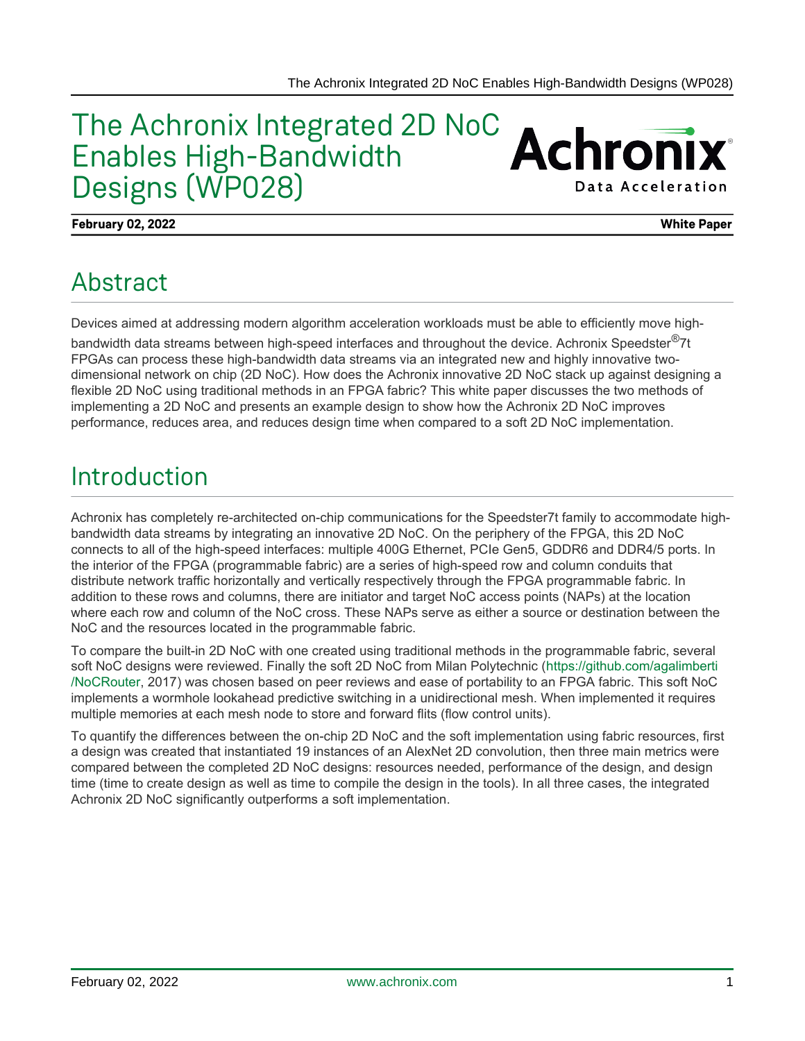# The Achronix Integrated 2D NoC Enables High-Bandwidth Designs (WP028)

**February 02, 2022** **White Paper**

## Abstract

Devices aimed at addressing modern algorithm acceleration workloads must be able to efficiently move high-bandwidth data streams between high-speed interfaces and throughout the device. Achronix Speedster®7t FPGAs can process these high-bandwidth data streams via an integrated new and highly innovative two-dimensional network on chip (2D NoC). How does the Achronix innovative 2D NoC stack up against designing a flexible 2D NoC using traditional methods in an FPGA fabric? This white paper discusses the two methods of implementing a 2D NoC and presents an example design to show how the Achronix 2D NoC improves performance, reduces area, and reduces design time when compared to a soft 2D NoC implementation.

## Introduction

Achronix has completely re-architected on-chip communications for the Speedster7t family to accommodate high-bandwidth data streams by integrating an innovative 2D NoC. On the periphery of the FPGA, this 2D NoC connects to all of the high-speed interfaces: multiple 400G Ethernet, PCIe Gen5, GDDR6 and DDR4/5 ports. In the interior of the FPGA (programmable fabric) are a series of high-speed row and column conduits that distribute network traffic horizontally and vertically respectively through the FPGA programmable fabric. In addition to these rows and columns, there are initiator and target NoC access points (NAPs) at the location where each row and column of the NoC cross. These NAPs serve as either a source or destination between the NoC and the resources located in the programmable fabric.

To compare the built-in 2D NoC with one created using traditional methods in the programmable fabric, several soft NoC designs were reviewed. Finally the soft 2D NoC from Milan Polytechnic (https://github.com/agalimberti/NoCRouter, 2017) was chosen based on peer reviews and ease of portability to an FPGA fabric. This soft NoC implements a wormhole lookahead predictive switching in a unidirectional mesh. When implemented it requires multiple memories at each mesh node to store and forward flits (flow control units).

To quantify the differences between the on-chip 2D NoC and the soft implementation using fabric resources, first a design was created that instantiated 19 instances of an AlexNet 2D convolution, then three main metrics were compared between the completed 2D NoC designs: resources needed, performance of the design, and design time (time to create design as well as time to compile the design in the tools). In all three cases, the integrated Achronix 2D NoC significantly outperforms a soft implementation.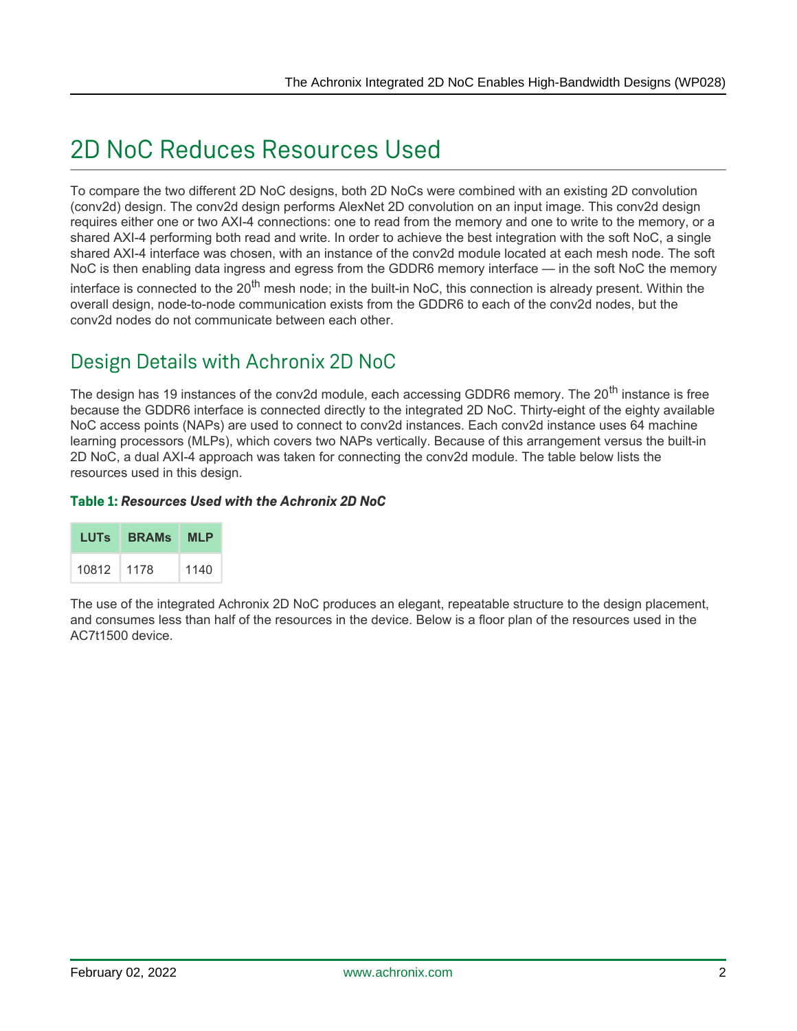# 2D NoC Reduces Resources Used

To compare the two different 2D NoC designs, both 2D NoCs were combined with an existing 2D convolution (conv2d) design. The conv2d design performs AlexNet 2D convolution on an input image. This conv2d design requires either one or two AXI-4 connections: one to read from the memory and one to write to the memory, or a shared AXI-4 performing both read and write. In order to achieve the best integration with the soft NoC, a single shared AXI-4 interface was chosen, with an instance of the conv2d module located at each mesh node. The soft NoC is then enabling data ingress and egress from the GDDR6 memory interface — in the soft NoC the memory interface is connected to the 20th mesh node; in the built-in NoC, this connection is already present. Within the overall design, node-to-node communication exists from the GDDR6 to each of the conv2d nodes, but the conv2d nodes do not communicate between each other.

## Design Details with Achronix 2D NoC

The design has 19 instances of the conv2d module, each accessing GDDR6 memory. The 20th instance is free because the GDDR6 interface is connected directly to the integrated 2D NoC. Thirty-eight of the eighty available NoC access points (NAPs) are used to connect to conv2d instances. Each conv2d instance uses 64 machine learning processors (MLPs), which covers two NAPs vertically. Because of this arrangement versus the built-in 2D NoC, a dual AXI-4 approach was taken for connecting the conv2d module. The table below lists the resources used in this design.

**Table 1:** ***Resources Used with the Achronix 2D NoC***

| LUTs | BRAMs | MLP |
|---|---|---|
| 10812 | 1178 | 1140 |

The use of the integrated Achronix 2D NoC produces an elegant, repeatable structure to the design placement, and consumes less than half of the resources in the device. Below is a floor plan of the resources used in the AC7t1500 device.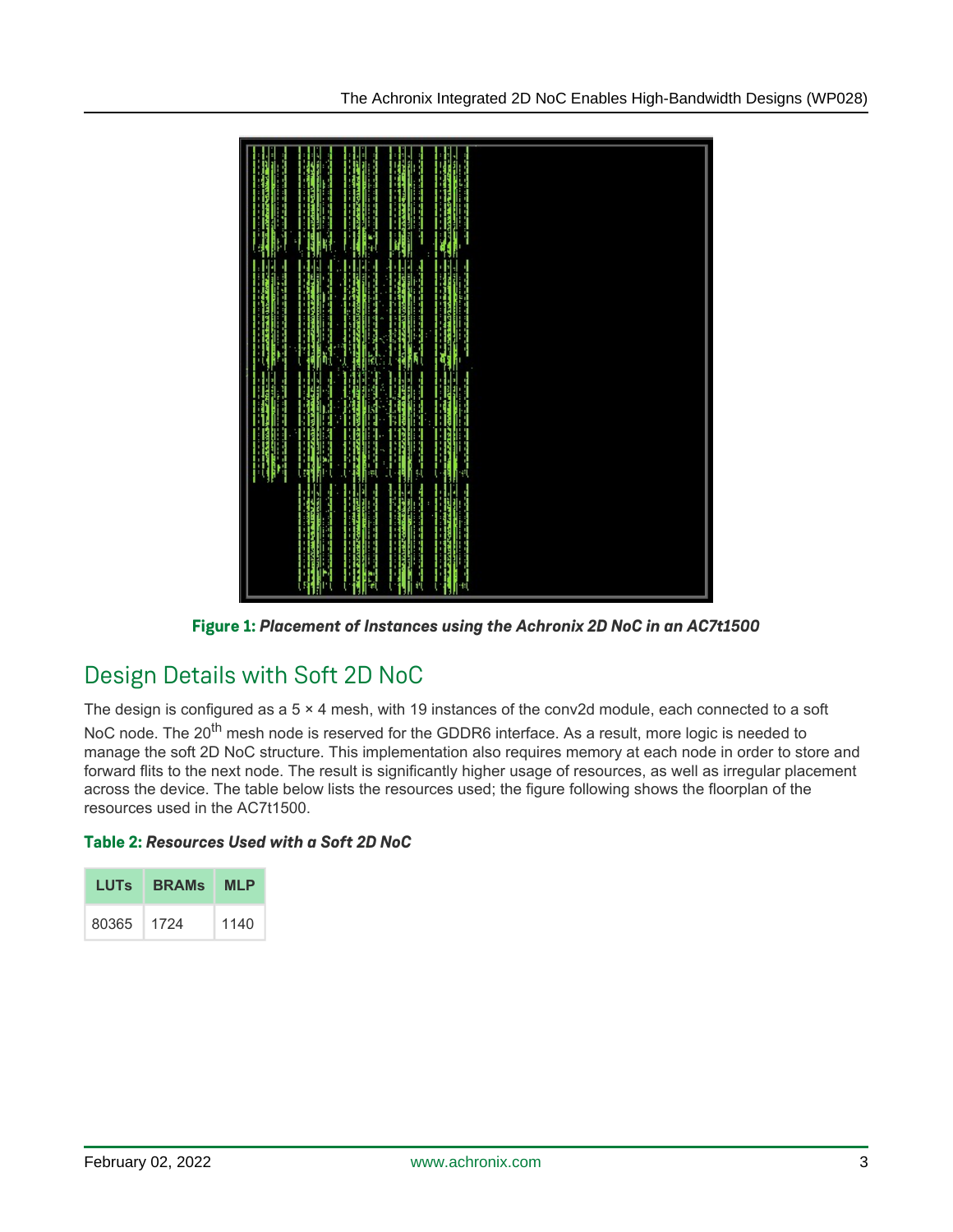**Figure 1:** ***Placement of Instances using the Achronix 2D NoC in an AC7t1500***

## Design Details with Soft 2D NoC

The design is configured as a 5 × 4 mesh, with 19 instances of the conv2d module, each connected to a soft NoC node. The 20th mesh node is reserved for the GDDR6 interface. As a result, more logic is needed to manage the soft 2D NoC structure. This implementation also requires memory at each node in order to store and forward flits to the next node. The result is significantly higher usage of resources, as well as irregular placement across the device. The table below lists the resources used; the figure following shows the floorplan of the resources used in the AC7t1500.

**Table 2:** ***Resources Used with a Soft 2D NoC***

| LUTs | BRAMs | MLP |
|---|---|---|
| 80365 | 1724 | 1140 |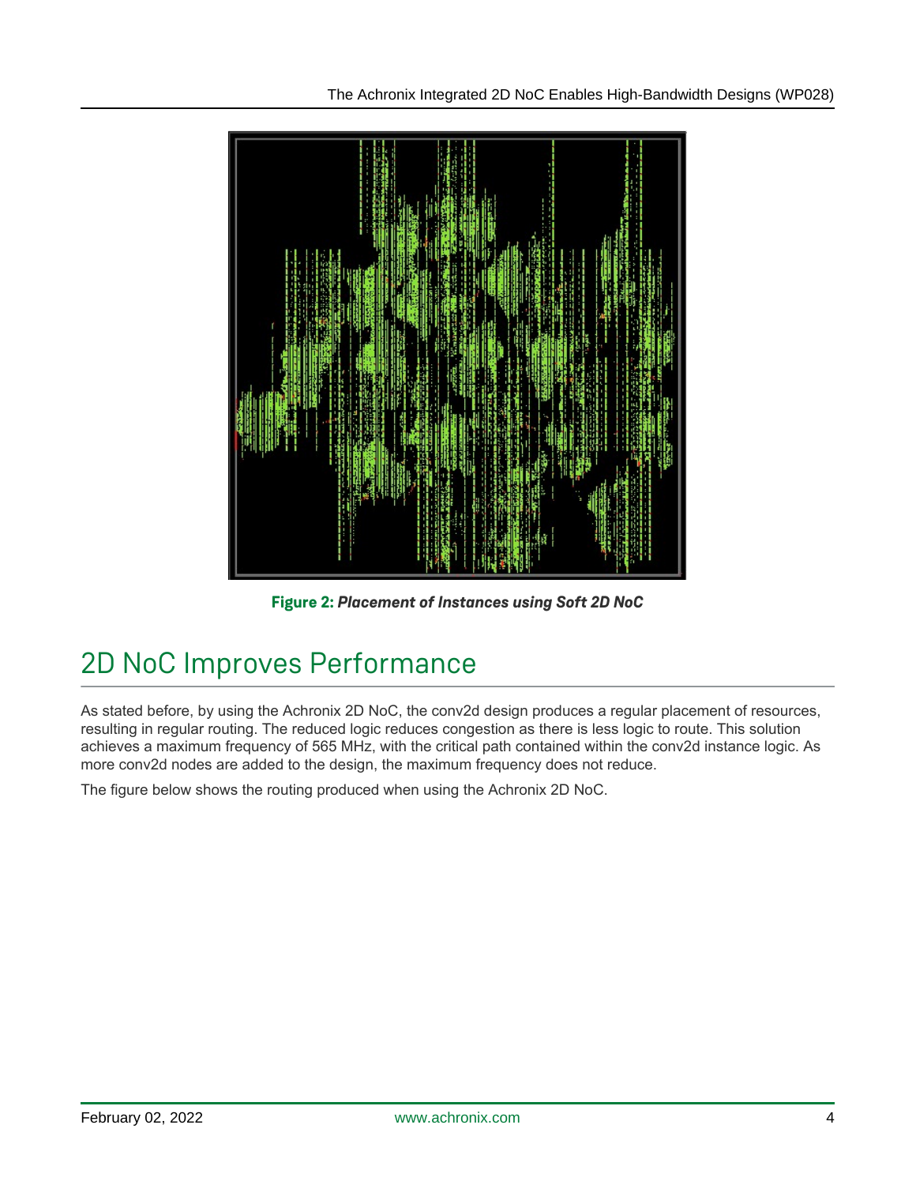**Figure 2:** ***Placement of Instances using Soft 2D NoC***

## 2D NoC Improves Performance

As stated before, by using the Achronix 2D NoC, the conv2d design produces a regular placement of resources, resulting in regular routing. The reduced logic reduces congestion as there is less logic to route. This solution achieves a maximum frequency of 565 MHz, with the critical path contained within the conv2d instance logic. As more conv2d nodes are added to the design, the maximum frequency does not reduce.

The figure below shows the routing produced when using the Achronix 2D NoC.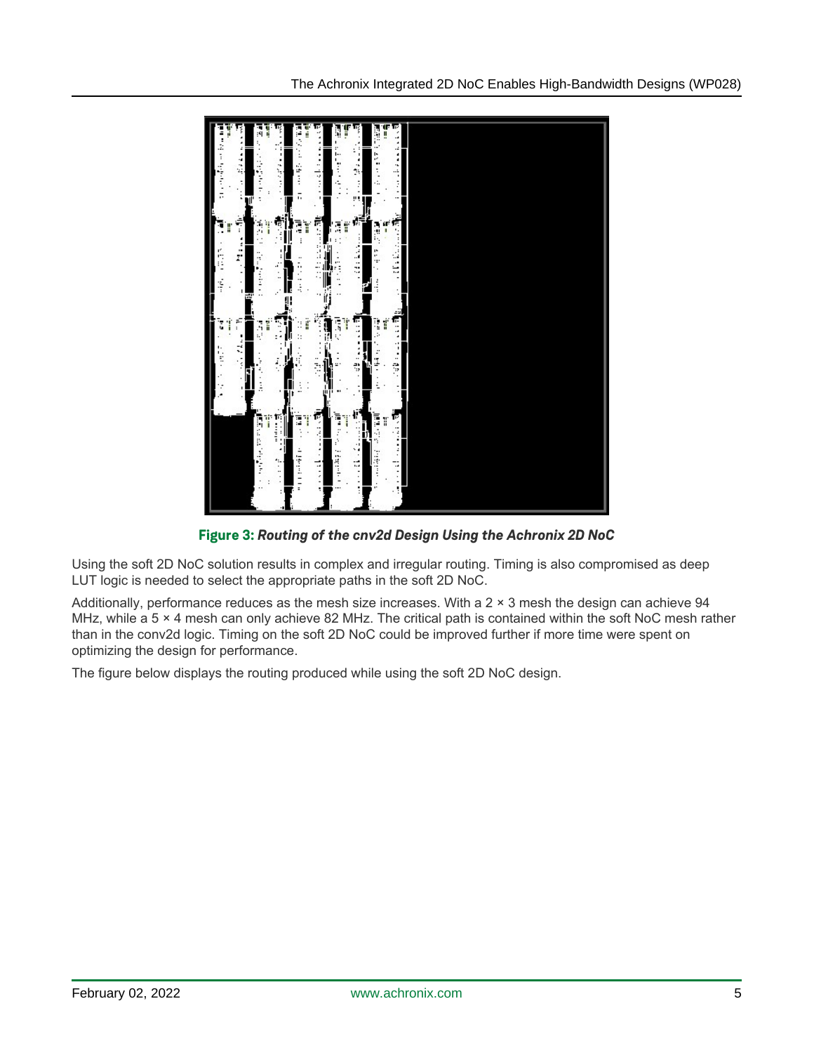**Figure 3:** ***Routing of the cnv2d Design Using the Achronix 2D NoC***

Using the soft 2D NoC solution results in complex and irregular routing. Timing is also compromised as deep LUT logic is needed to select the appropriate paths in the soft 2D NoC.

Additionally, performance reduces as the mesh size increases. With a 2 × 3 mesh the design can achieve 94 MHz, while a 5 × 4 mesh can only achieve 82 MHz. The critical path is contained within the soft NoC mesh rather than in the conv2d logic. Timing on the soft 2D NoC could be improved further if more time were spent on optimizing the design for performance.

The figure below displays the routing produced while using the soft 2D NoC design.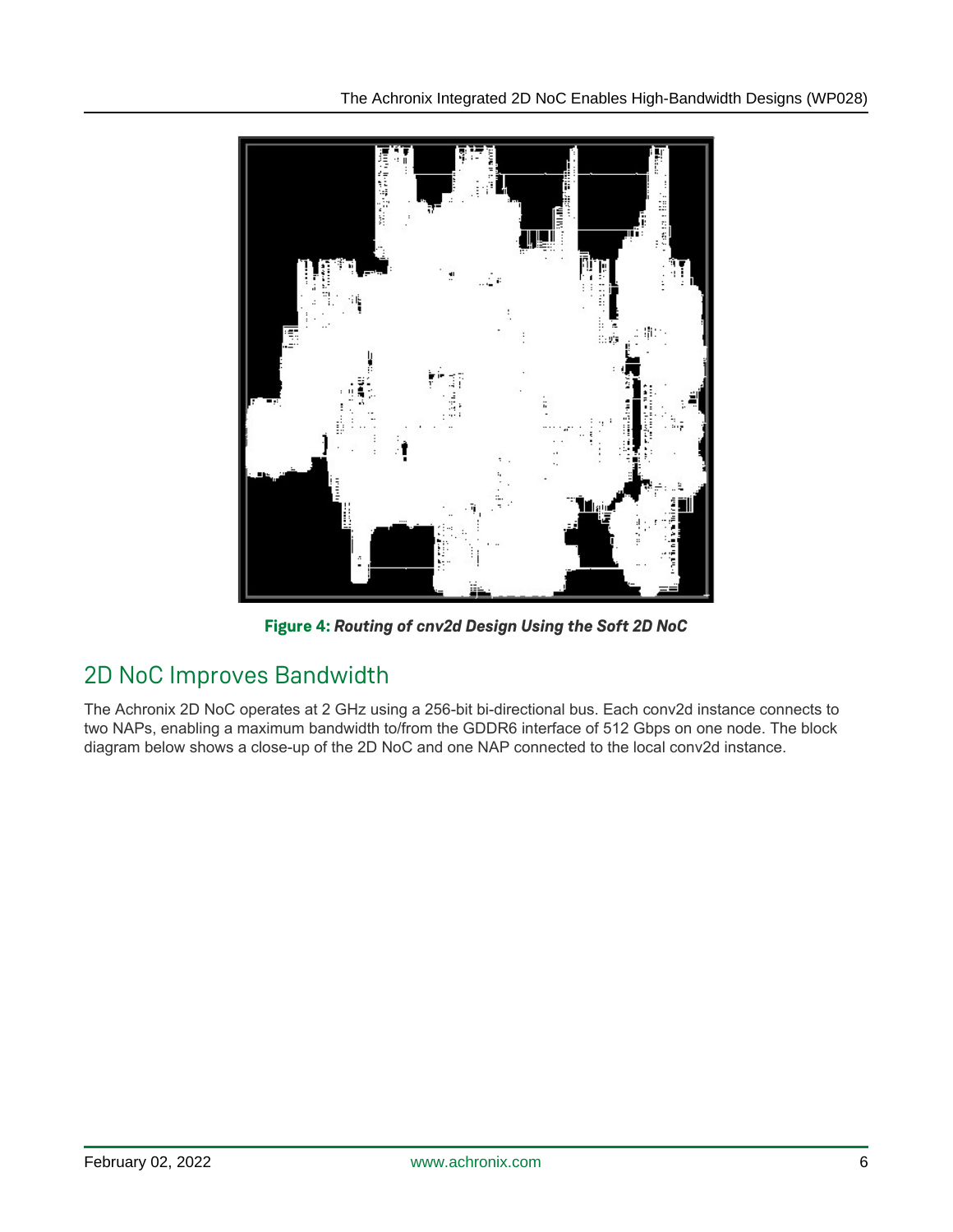**Figure 4:** ***Routing of cnv2d Design Using the Soft 2D NoC***

## 2D NoC Improves Bandwidth

The Achronix 2D NoC operates at 2 GHz using a 256-bit bi-directional bus. Each conv2d instance connects to two NAPs, enabling a maximum bandwidth to/from the GDDR6 interface of 512 Gbps on one node. The block diagram below shows a close-up of the 2D NoC and one NAP connected to the local conv2d instance.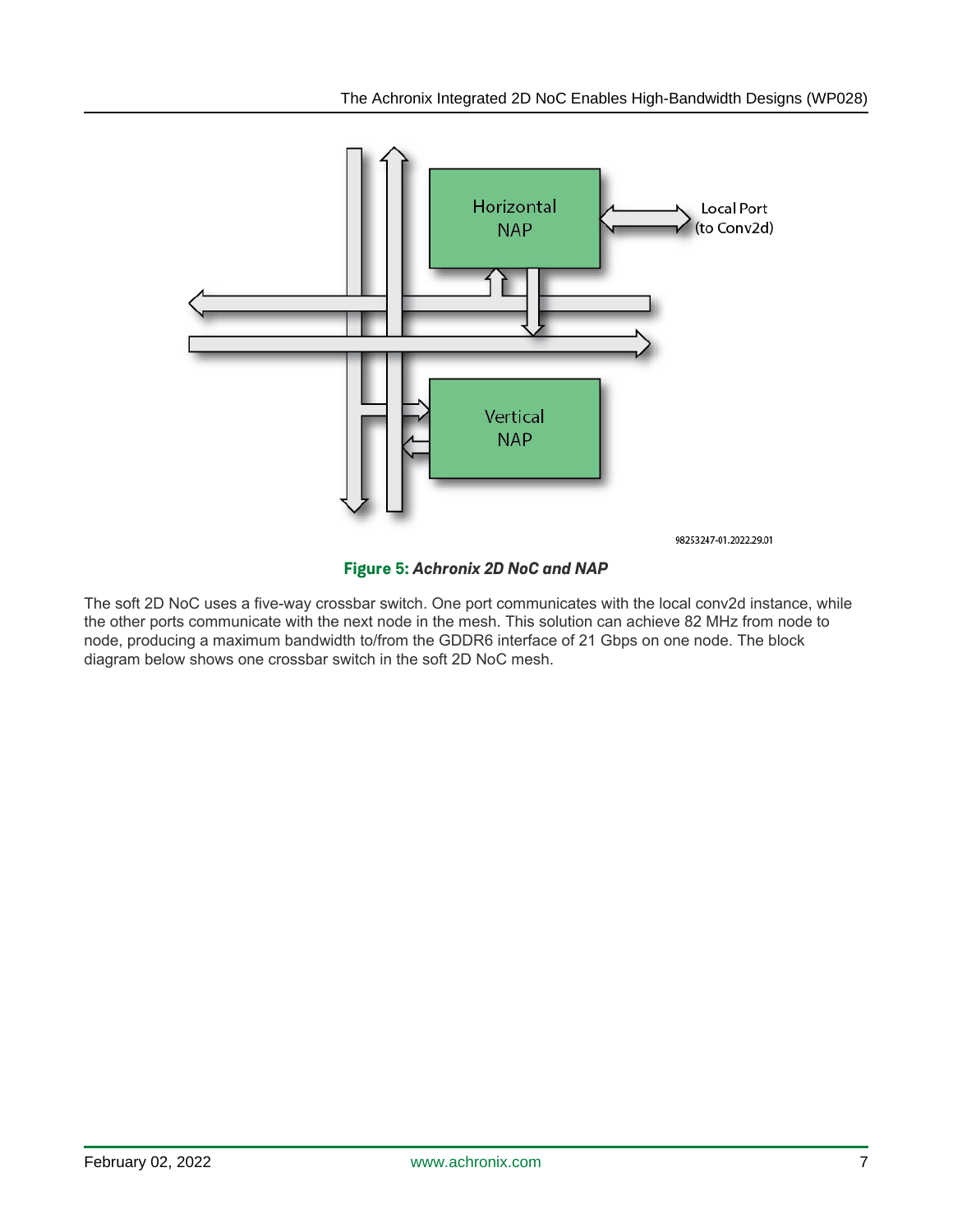**Figure 5: *Achronix 2D NoC and NAP***

The soft 2D NoC uses a five-way crossbar switch. One port communicates with the local conv2d instance, while the other ports communicate with the next node in the mesh. This solution can achieve 82 MHz from node to node, producing a maximum bandwidth to/from the GDDR6 interface of 21 Gbps on one node. The block diagram below shows one crossbar switch in the soft 2D NoC mesh.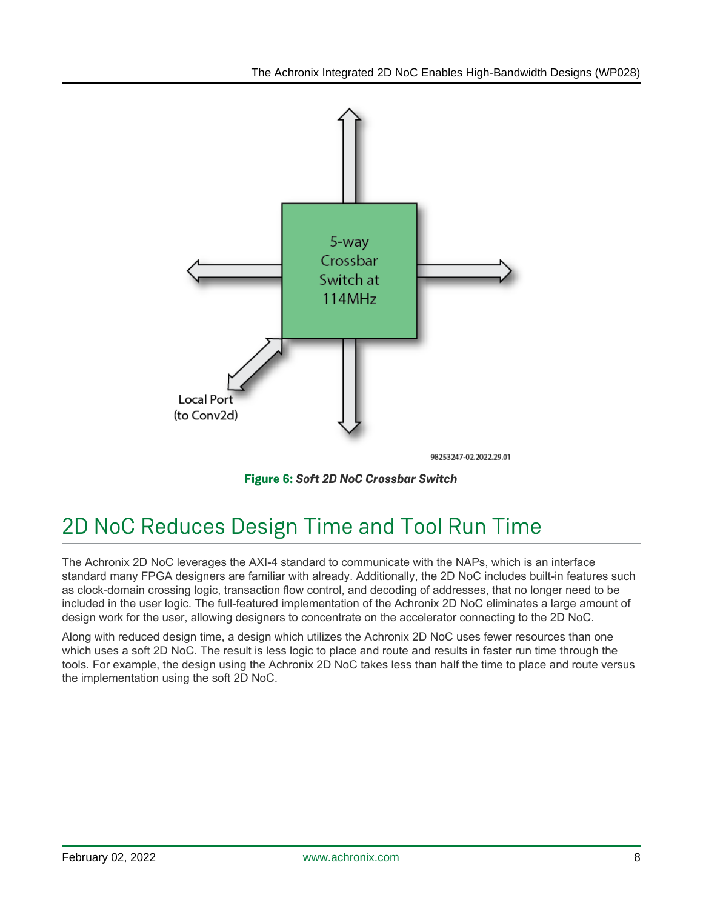5-way Crossbar Switch at 114MHz

Local Port (to Conv2d)

98253247-02.2022.29.01

**Figure 6:** ***Soft 2D NoC Crossbar Switch***

## 2D NoC Reduces Design Time and Tool Run Time

The Achronix 2D NoC leverages the AXI-4 standard to communicate with the NAPs, which is an interface standard many FPGA designers are familiar with already. Additionally, the 2D NoC includes built-in features such as clock-domain crossing logic, transaction flow control, and decoding of addresses, that no longer need to be included in the user logic. The full-featured implementation of the Achronix 2D NoC eliminates a large amount of design work for the user, allowing designers to concentrate on the accelerator connecting to the 2D NoC.

Along with reduced design time, a design which utilizes the Achronix 2D NoC uses fewer resources than one which uses a soft 2D NoC. The result is less logic to place and route and results in faster run time through the tools. For example, the design using the Achronix 2D NoC takes less than half the time to place and route versus the implementation using the soft 2D NoC.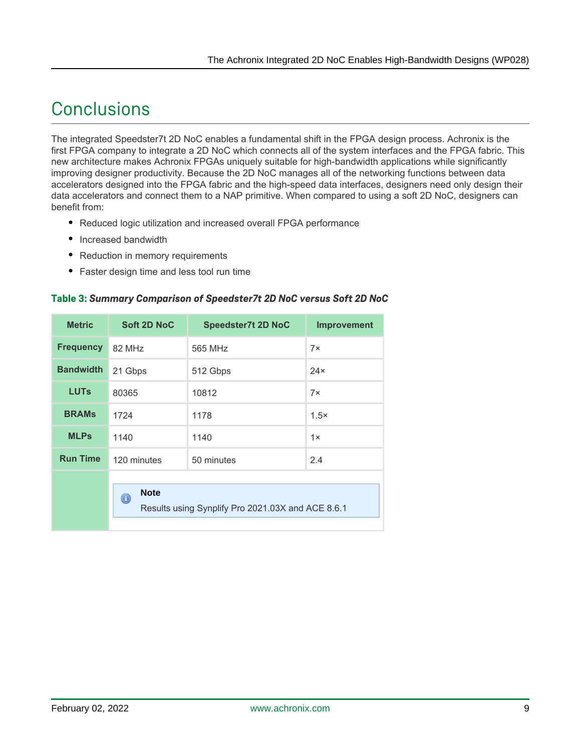# Conclusions

The integrated Speedster7t 2D NoC enables a fundamental shift in the FPGA design process. Achronix is the first FPGA company to integrate a 2D NoC which connects all of the system interfaces and the FPGA fabric. This new architecture makes Achronix FPGAs uniquely suitable for high-bandwidth applications while significantly improving designer productivity. Because the 2D NoC manages all of the networking functions between data accelerators designed into the FPGA fabric and the high-speed data interfaces, designers need only design their data accelerators and connect them to a NAP primitive. When compared to using a soft 2D NoC, designers can benefit from:

- Reduced logic utilization and increased overall FPGA performance
- Increased bandwidth
- Reduction in memory requirements
- Faster design time and less tool run time

**Table 3:** ***Summary Comparison of Speedster7t 2D NoC versus Soft 2D NoC***

| Metric | Soft 2D NoC | Speedster7t 2D NoC | Improvement |
|---|---|---|---|
| **Frequency** | 82 MHz | 565 MHz | 7× |
| **Bandwidth** | 21 Gbps | 512 Gbps | 24× |
| **LUTs** | 80365 | 10812 | 7× |
| **BRAMs** | 1724 | 1178 | 1.5× |
| **MLPs** | 1140 | 1140 | 1× |
| **Run Time** | 120 minutes | 50 minutes | 2.4 |
| | **Note** Results using Synplify Pro 2021.03X and ACE 8.6.1 | | |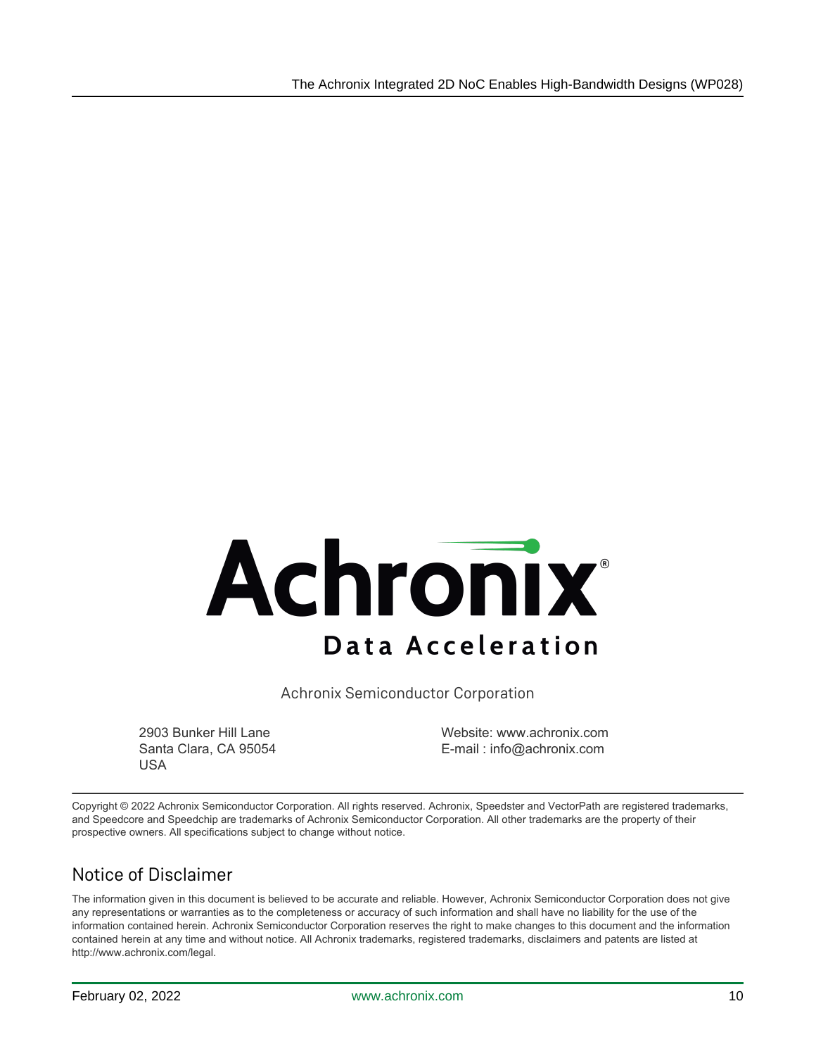Achronix®

Data Acceleration

Achronix Semiconductor Corporation

2903 Bunker Hill Lane
Santa Clara, CA 95054
USA

Website: www.achronix.com
E-mail : info@achronix.com

Copyright © 2022 Achronix Semiconductor Corporation. All rights reserved. Achronix, Speedster and VectorPath are registered trademarks, and Speedcore and Speedchip are trademarks of Achronix Semiconductor Corporation. All other trademarks are the property of their prospective owners. All specifications subject to change without notice.

## Notice of Disclaimer

The information given in this document is believed to be accurate and reliable. However, Achronix Semiconductor Corporation does not give any representations or warranties as to the completeness or accuracy of such information and shall have no liability for the use of the information contained herein. Achronix Semiconductor Corporation reserves the right to make changes to this document and the information contained herein at any time and without notice. All Achronix trademarks, registered trademarks, disclaimers and patents are listed at http://www.achronix.com/legal.